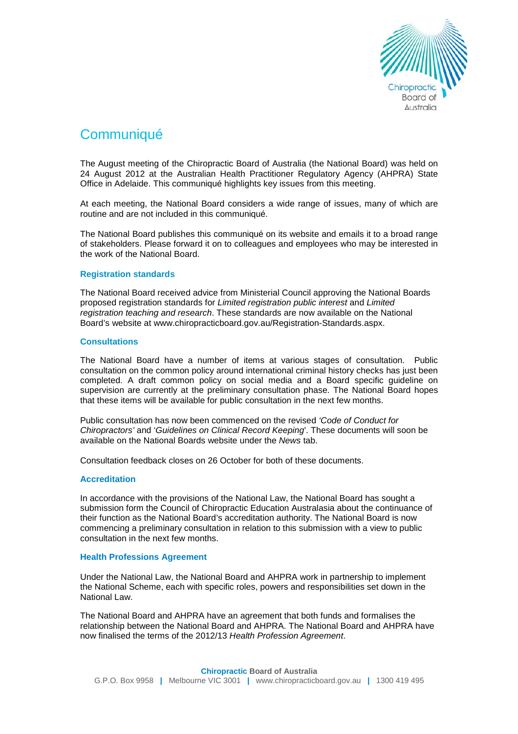# Communiqué

The August meeting of the Chiropractic Board of Australia (the National Board) was held on 24 August 2012 at the Australian Health Practitioner Regulatory Agency (AHPRA) State Office in Adelaide. This communiqué highlights key issues from this meeting.

At each meeting, the National Board considers a wide range of issues, many of which are routine and are not included in this communiqué.

The National Board publishes this communiqué on its website and emails it to a broad range of stakeholders. Please forward it on to colleagues and employees who may be interested in the work of the National Board.

## Registration standards

The National Board received advice from Ministerial Council approving the National Boards proposed registration standards for *Limited registration public interest* and *Limited registration teaching and research*. These standards are now available on the National Board's website at www.chiropracticboard.gov.au/Registration-Standards.aspx.

## Consultations

The National Board have a number of items at various stages of consultation. Public consultation on the common policy around international criminal history checks has just been completed. A draft common policy on social media and a Board specific guideline on supervision are currently at the preliminary consultation phase. The National Board hopes that these items will be available for public consultation in the next few months.

Public consultation has now been commenced on the revised *'Code of Conduct for Chiropractors'* and '*Guidelines on Clinical Record Keeping*'. These documents will soon be available on the National Boards website under the *News* tab.

Consultation feedback closes on 26 October for both of these documents.

## Accreditation

In accordance with the provisions of the National Law, the National Board has sought a submission form the Council of Chiropractic Education Australasia about the continuance of their function as the National Board's accreditation authority. The National Board is now commencing a preliminary consultation in relation to this submission with a view to public consultation in the next few months.

## Health Professions Agreement

Under the National Law, the National Board and AHPRA work in partnership to implement the National Scheme, each with specific roles, powers and responsibilities set down in the National Law.

The National Board and AHPRA have an agreement that both funds and formalises the relationship between the National Board and AHPRA. The National Board and AHPRA have now finalised the terms of the 2012/13 *Health Profession Agreement*.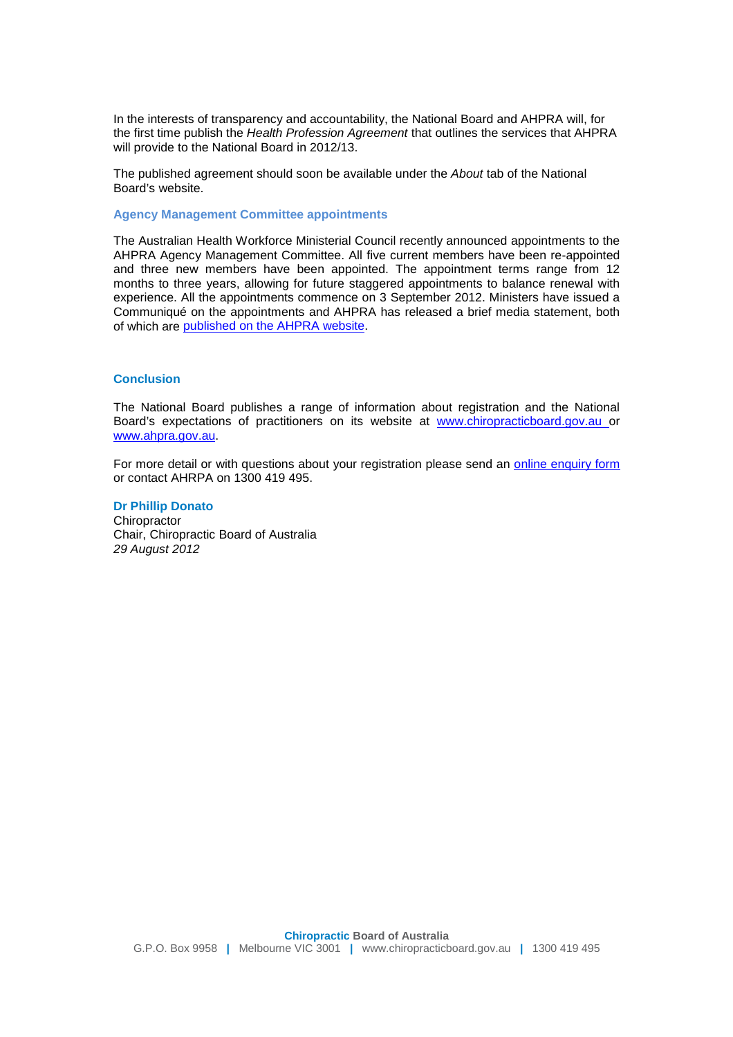In the interests of transparency and accountability, the National Board and AHPRA will, for the first time publish the *Health Profession Agreement* that outlines the services that AHPRA will provide to the National Board in 2012/13.

The published agreement should soon be available under the *About* tab of the National Board's website.

### Agency Management Committee appointments

The Australian Health Workforce Ministerial Council recently announced appointments to the AHPRA Agency Management Committee. All five current members have been re-appointed and three new members have been appointed. The appointment terms range from 12 months to three years, allowing for future staggered appointments to balance renewal with experience. All the appointments commence on 3 September 2012. Ministers have issued a Communiqué on the appointments and AHPRA has released a brief media statement, both of which are published on the AHPRA website.

### Conclusion

The National Board publishes a range of information about registration and the National Board's expectations of practitioners on its website at www.chiropracticboard.gov.au or www.ahpra.gov.au.

For more detail or with questions about your registration please send an online enquiry form or contact AHRPA on 1300 419 495.

**Dr Phillip Donato**
Chiropractor
Chair, Chiropractic Board of Australia
*29 August 2012*